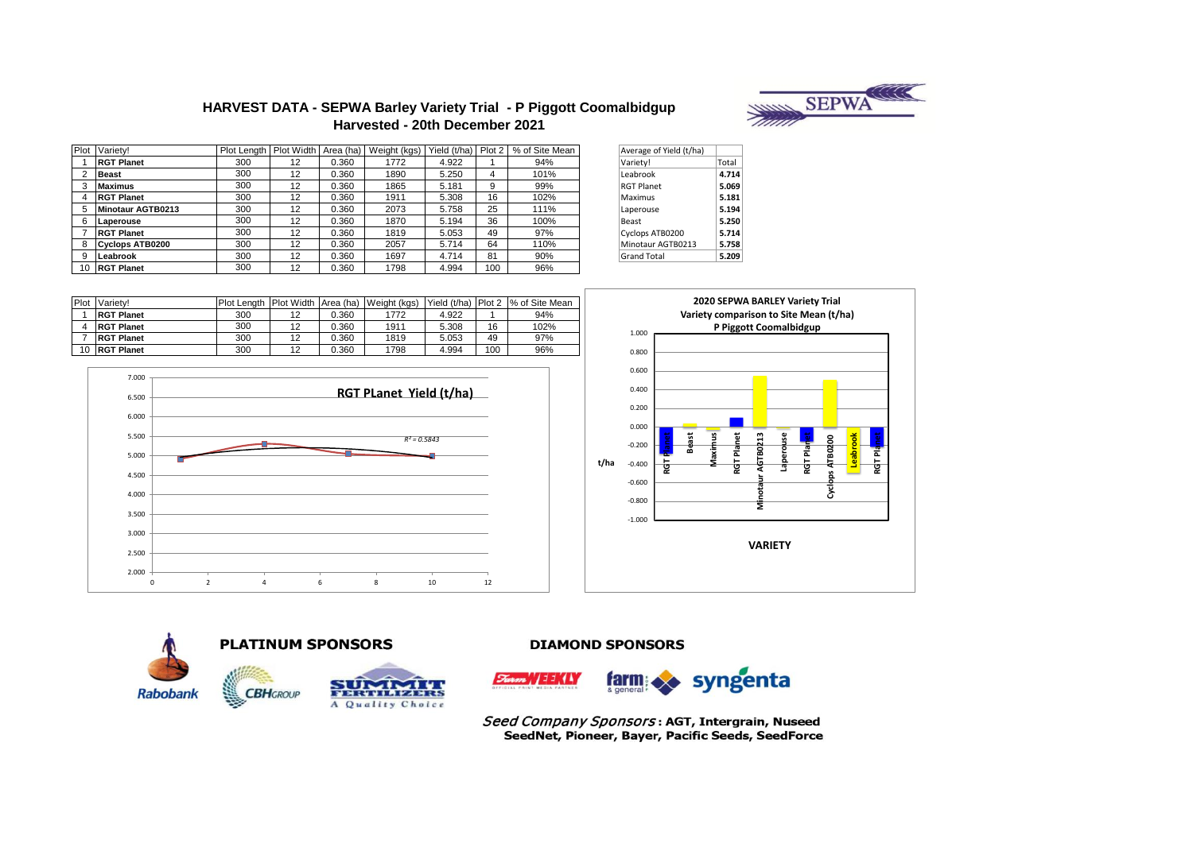# HARVEST DATA - SEPWA Barley Variety Trial - P Piggott Coomalbidgup

## Harvested - 20th December 2021

| Plot | Variety! | Plot Length | Plot Width | Area (ha) | Weight (kgs) | Yield (t/ha) | Plot 2 | % of Site Mean |
|---|---|---|---|---|---|---|---|---|
| 1 | **RGT Planet** | 300 | 12 | 0.360 | 1772 | 4.922 | 1 | 94% |
| 2 | **Beast** | 300 | 12 | 0.360 | 1890 | 5.250 | 4 | 101% |
| 3 | **Maximus** | 300 | 12 | 0.360 | 1865 | 5.181 | 9 | 99% |
| 4 | **RGT Planet** | 300 | 12 | 0.360 | 1911 | 5.308 | 16 | 102% |
| 5 | **Minotaur AGTB0213** | 300 | 12 | 0.360 | 2073 | 5.758 | 25 | 111% |
| 6 | **Laperouse** | 300 | 12 | 0.360 | 1870 | 5.194 | 36 | 100% |
| 7 | **RGT Planet** | 300 | 12 | 0.360 | 1819 | 5.053 | 49 | 97% |
| 8 | **Cyclops ATB0200** | 300 | 12 | 0.360 | 2057 | 5.714 | 64 | 110% |
| 9 | **Leabrook** | 300 | 12 | 0.360 | 1697 | 4.714 | 81 | 90% |
| 10 | **RGT Planet** | 300 | 12 | 0.360 | 1798 | 4.994 | 100 | 96% |

| Average of Yield (t/ha) | |
|---|---|
| Variety! | Total |
| Leabrook | **4.714** |
| RGT Planet | **5.069** |
| Maximus | **5.181** |
| Laperouse | **5.194** |
| Beast | **5.250** |
| Cyclops ATB0200 | **5.714** |
| Minotaur AGTB0213 | **5.758** |
| Grand Total | **5.209** |

| Plot | Variety! | Plot Length | Plot Width | Area (ha) | Weight (kgs) | Yield (t/ha) | Plot 2 | % of Site Mean |
|---|---|---|---|---|---|---|---|---|
| 1 | **RGT Planet** | 300 | 12 | 0.360 | 1772 | 4.922 | 1 | 94% |
| 4 | **RGT Planet** | 300 | 12 | 0.360 | 1911 | 5.308 | 16 | 102% |
| 7 | **RGT Planet** | 300 | 12 | 0.360 | 1819 | 5.053 | 49 | 97% |
| 10 | **RGT Planet** | 300 | 12 | 0.360 | 1798 | 4.994 | 100 | 96% |

**RGT PLanet Yield (t/ha)**

$R^2 = 0.5843$

**2020 SEPWA BARLEY Variety Trial**
**Variety comparison to Site Mean (t/ha)**
**P Piggott Coomalbidgup**

t/ha

**VARIETY**

**PLATINUM SPONSORS**

Rabobank, CBH GROUP, SUMMIT FERTILIZERS A Quality Choice

**DIAMOND SPONSORS**

Farm WEEKLY, farm & general, syngenta

*Seed Company Sponsors*: **AGT, Intergrain, Nuseed SeedNet, Pioneer, Bayer, Pacific Seeds, SeedForce**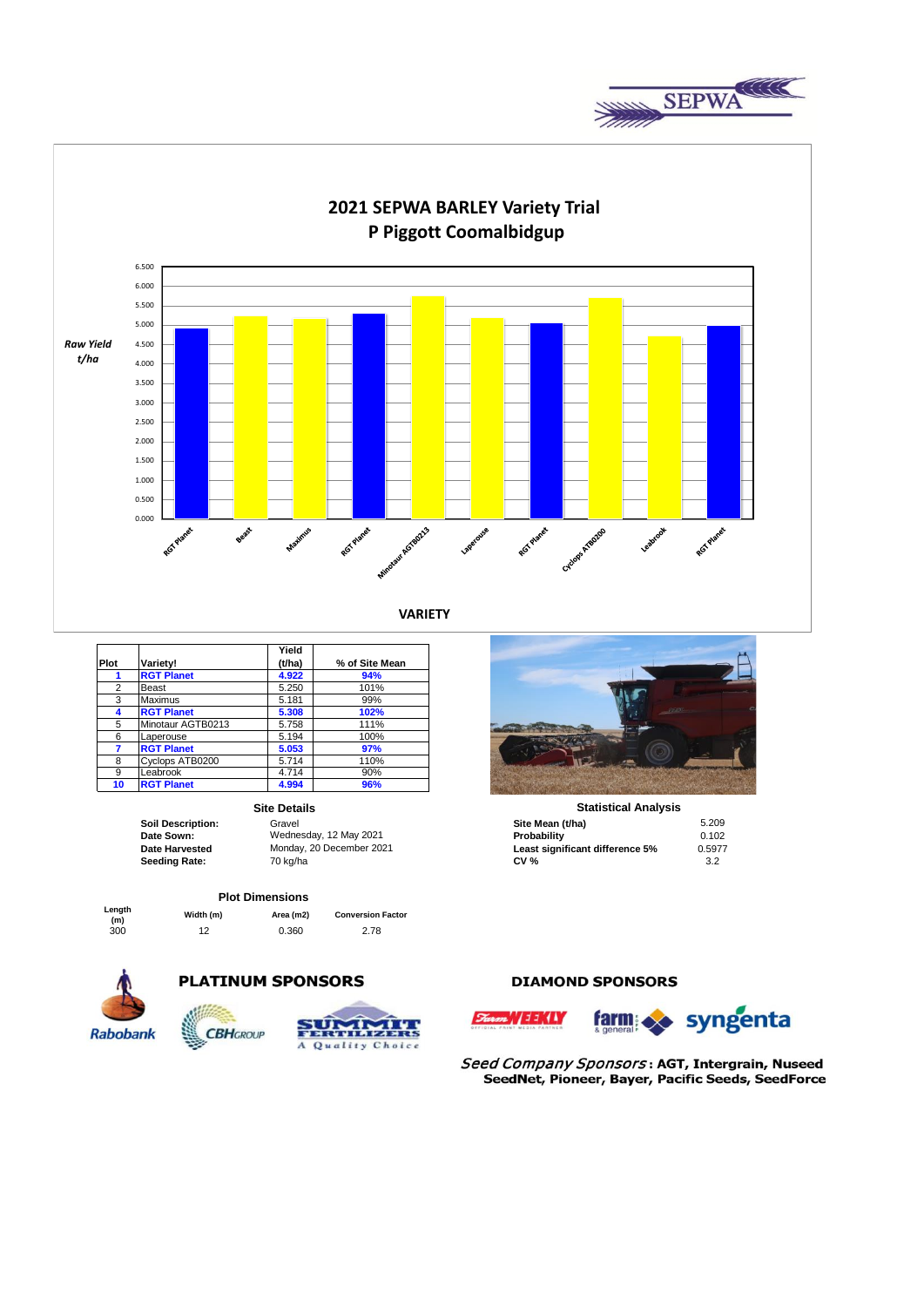# 2021 SEPWA BARLEY Variety Trial
## P Piggott Coomalbidgup

Raw Yield t/ha

VARIETY

| Plot | Variety! | Yield (t/ha) | % of Site Mean |
|---|---|---|---|
| **1** | **RGT Planet** | **4.922** | **94%** |
| 2 | Beast | 5.250 | 101% |
| 3 | Maximus | 5.181 | 99% |
| **4** | **RGT Planet** | **5.308** | **102%** |
| 5 | Minotaur AGTB0213 | 5.758 | 111% |
| 6 | Laperouse | 5.194 | 100% |
| **7** | **RGT Planet** | **5.053** | **97%** |
| 8 | Cyclops ATB0200 | 5.714 | 110% |
| 9 | Leabrook | 4.714 | 90% |
| **10** | **RGT Planet** | **4.994** | **96%** |

### Site Details

| | |
|---|---|
| **Soil Description:** | Gravel |
| **Date Sown:** | Wednesday, 12 May 2021 |
| **Date Harvested** | Monday, 20 December 2021 |
| **Seeding Rate:** | 70 kg/ha |

### Statistical Analysis

| | |
|---|---|
| **Site Mean (t/ha)** | 5.209 |
| **Probability** | 0.102 |
| **Least significant difference 5%** | 0.5977 |
| **CV %** | 3.2 |

### Plot Dimensions

| Length (m) | Width (m) | Area (m2) | Conversion Factor |
|---|---|---|---|
| 300 | 12 | 0.360 | 2.78 |

**PLATINUM SPONSORS**

Rabobank, CBH Group, Summit Fertilizers – A Quality Choice

**DIAMOND SPONSORS**

Farm Weekly, farm & general, syngenta

*Seed Company Sponsors* **: AGT, Intergrain, Nuseed SeedNet, Pioneer, Bayer, Pacific Seeds, SeedForce**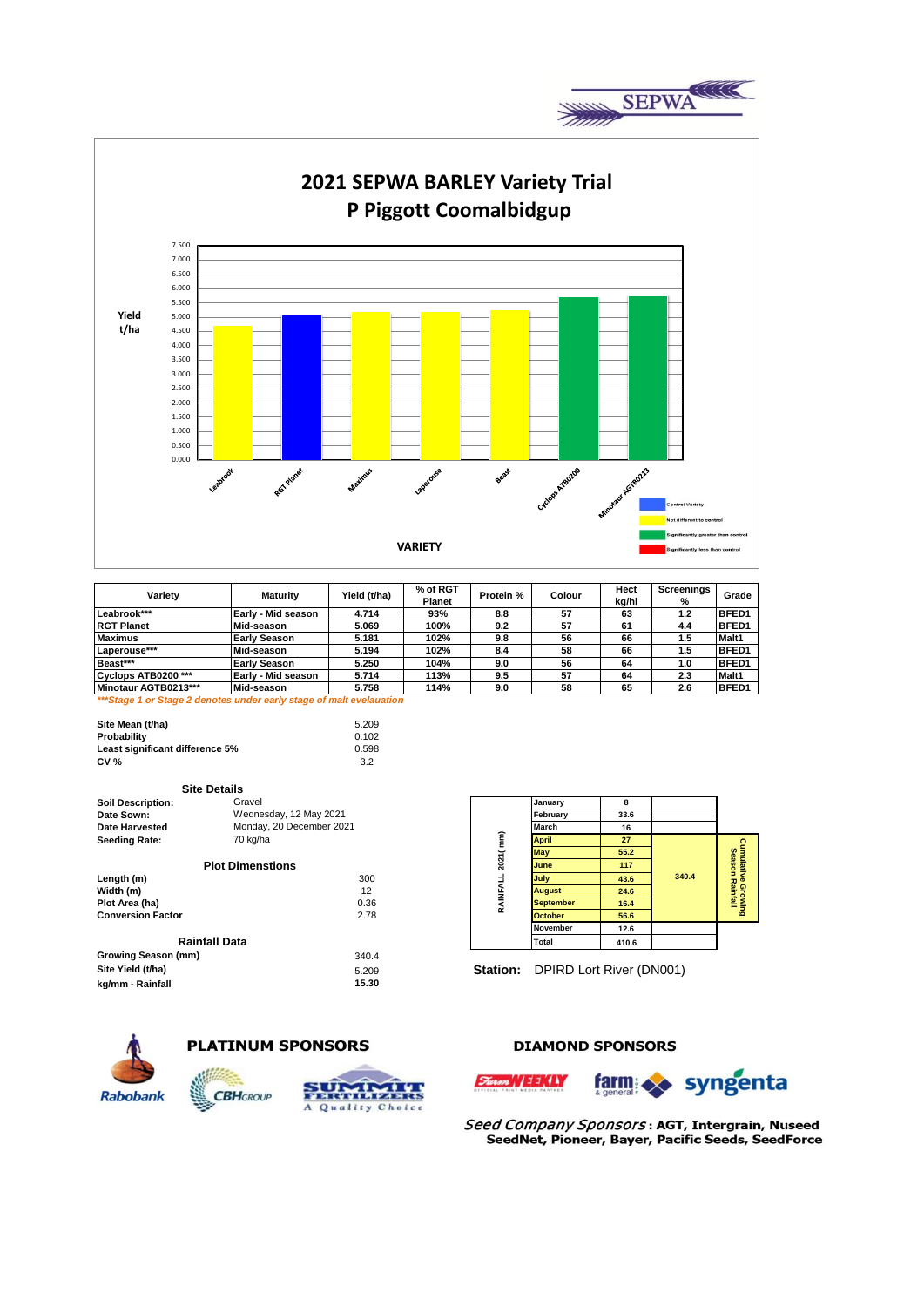SEPWA

# 2021 SEPWA BARLEY Variety Trial
## P Piggott Coomalbidgup

Yield t/ha

7.500
7.000
6.500
6.000
5.500
5.000
4.500
4.000
3.500
3.000
2.500
2.000
1.500
1.000
0.500
0.000

Leabrook
RGT Planet
Maximus
Laperouse
Beast
Cyclops ATB0200
Minotaur AGTB0213

Control Variety
Not different to control
Significantly greater than control
Significantly less than control

VARIETY

| Variety | Maturity | Yield (t/ha) | % of RGT Planet | Protein % | Colour | Hect kg/hl | Screenings % | Grade |
|---|---|---|---|---|---|---|---|---|
| Leabrook*** | Early - Mid season | 4.714 | 93% | 8.8 | 57 | 63 | 1.2 | BFED1 |
| RGT Planet | Mid-season | 5.069 | 100% | 9.2 | 57 | 61 | 4.4 | BFED1 |
| Maximus | Early Season | 5.181 | 102% | 9.8 | 56 | 66 | 1.5 | Malt1 |
| Laperouse*** | Mid-season | 5.194 | 102% | 8.4 | 58 | 66 | 1.5 | BFED1 |
| Beast*** | Early Season | 5.250 | 104% | 9.0 | 56 | 64 | 1.0 | BFED1 |
| Cyclops ATB0200 *** | Early - Mid season | 5.714 | 113% | 9.5 | 57 | 64 | 2.3 | Malt1 |
| Minotaur AGTB0213*** | Mid-season | 5.758 | 114% | 9.0 | 58 | 65 | 2.6 | BFED1 |

*\*\*\*Stage 1 or Stage 2 denotes under early stage of malt evelauation*

| | |
|---|---|
| **Site Mean (t/ha)** | 5.209 |
| **Probability** | 0.102 |
| **Least significant difference 5%** | 0.598 |
| **CV %** | 3.2 |

### Site Details

| | |
|---|---|
| **Soil Description:** | Gravel |
| **Date Sown:** | Wednesday, 12 May 2021 |
| **Date Harvested** | Monday, 20 December 2021 |
| **Seeding Rate:** | 70 kg/ha |

### Plot Dimensions

| | |
|---|---|
| **Length (m)** | 300 |
| **Width (m)** | 12 |
| **Plot Area (ha)** | 0.36 |
| **Conversion Factor** | 2.78 |

### Rainfall Data

| | |
|---|---|
| **Growing Season (mm)** | 340.4 |
| **Site Yield (t/ha)** | 5.209 |
| **kg/mm - Rainfall** | 15.30 |

RAINFALL 2021( mm)

| Month | Rainfall | Cumulative Growing Season Rainfall |
|---|---|---|
| January | 8 | |
| February | 33.6 | |
| March | 16 | |
| April | 27 | 340.4 |
| May | 55.2 | |
| June | 117 | |
| July | 43.6 | |
| August | 24.6 | |
| September | 16.4 | |
| October | 56.6 | |
| November | 12.6 | |
| Total | 410.6 | |

**Station:** DPIRD Lort River (DN001)

**PLATINUM SPONSORS**

Rabobank, CBH GROUP, SUMMIT FERTILIZERS A Quality Choice

**DIAMOND SPONSORS**

Farm Weekly, farm & general, syngenta

*Seed Company Sponsors* **: AGT, Intergrain, Nuseed SeedNet, Pioneer, Bayer, Pacific Seeds, SeedForce**